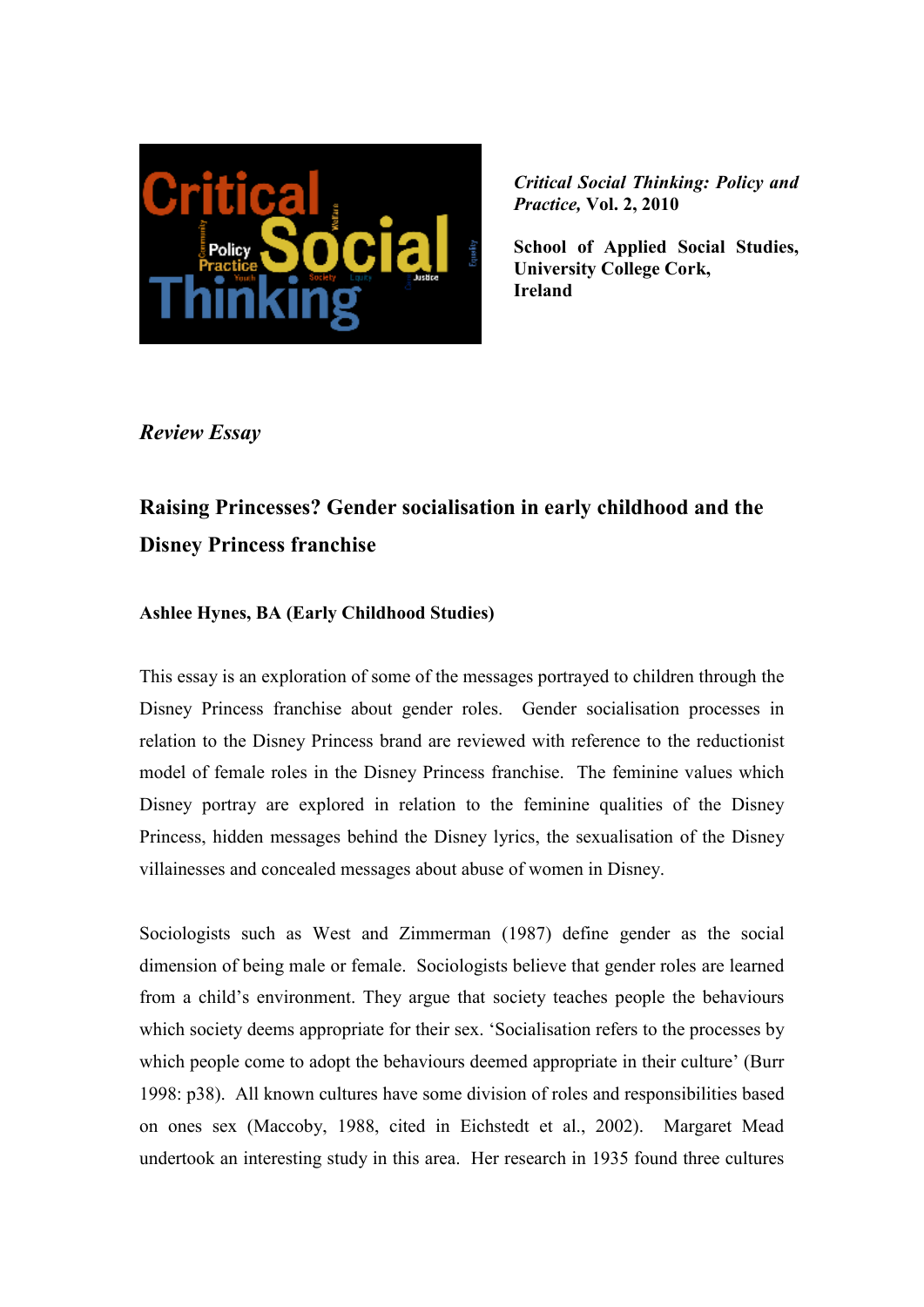*Critical Social Thinking: Policy and Practice,* **Vol. 2, 2010**

**School of Applied Social Studies, University College Cork, Ireland**

***Review Essay***

## Raising Princesses? Gender socialisation in early childhood and the Disney Princess franchise

**Ashlee Hynes, BA (Early Childhood Studies)**

This essay is an exploration of some of the messages portrayed to children through the Disney Princess franchise about gender roles. Gender socialisation processes in relation to the Disney Princess brand are reviewed with reference to the reductionist model of female roles in the Disney Princess franchise. The feminine values which Disney portray are explored in relation to the feminine qualities of the Disney Princess, hidden messages behind the Disney lyrics, the sexualisation of the Disney villainesses and concealed messages about abuse of women in Disney.

Sociologists such as West and Zimmerman (1987) define gender as the social dimension of being male or female. Sociologists believe that gender roles are learned from a child's environment. They argue that society teaches people the behaviours which society deems appropriate for their sex. 'Socialisation refers to the processes by which people come to adopt the behaviours deemed appropriate in their culture' (Burr 1998: p38). All known cultures have some division of roles and responsibilities based on ones sex (Maccoby, 1988, cited in Eichstedt et al., 2002). Margaret Mead undertook an interesting study in this area. Her research in 1935 found three cultures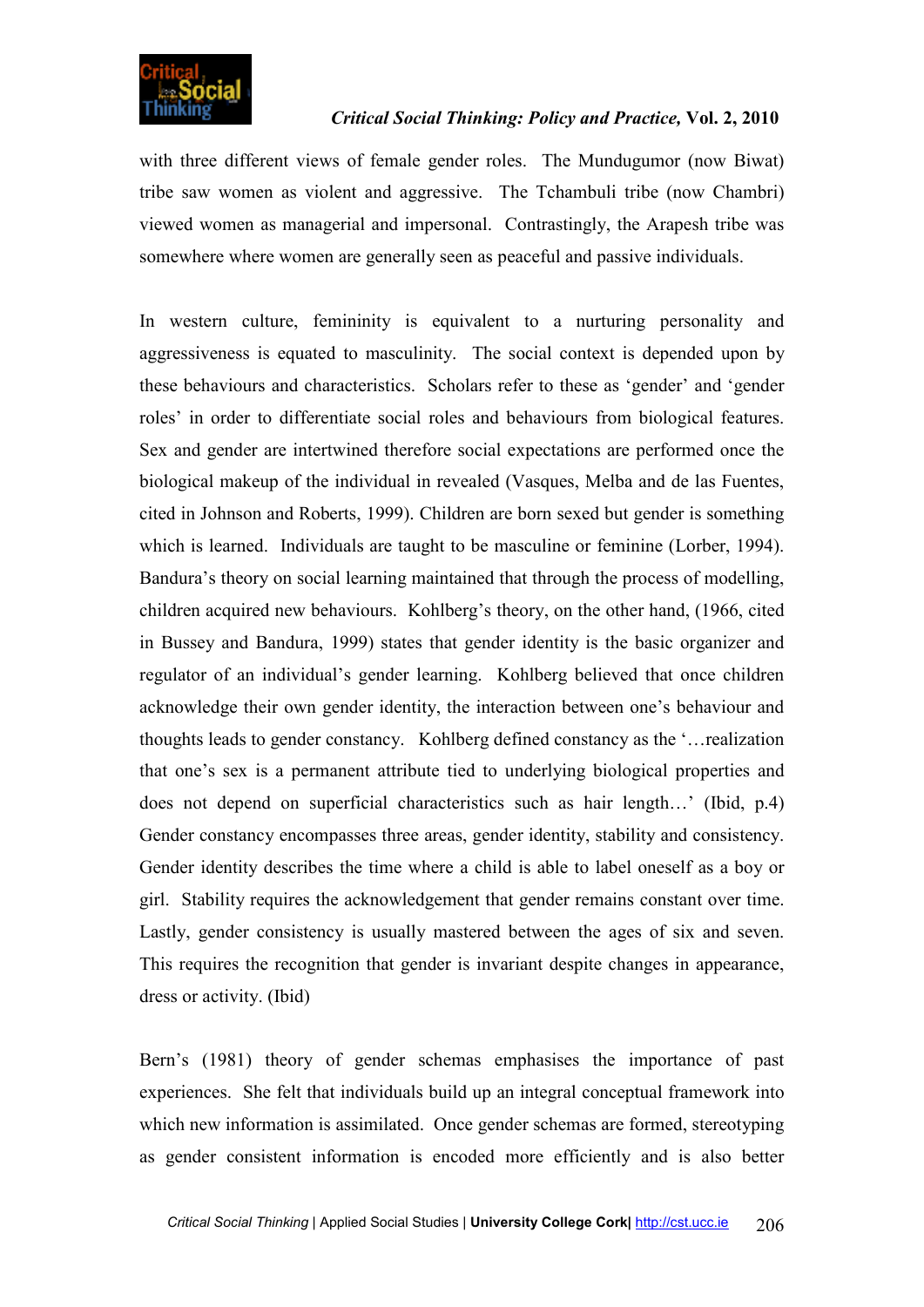with three different views of female gender roles. The Mundugumor (now Biwat) tribe saw women as violent and aggressive. The Tchambuli tribe (now Chambri) viewed women as managerial and impersonal. Contrastingly, the Arapesh tribe was somewhere where women are generally seen as peaceful and passive individuals.

In western culture, femininity is equivalent to a nurturing personality and aggressiveness is equated to masculinity. The social context is depended upon by these behaviours and characteristics. Scholars refer to these as 'gender' and 'gender roles' in order to differentiate social roles and behaviours from biological features. Sex and gender are intertwined therefore social expectations are performed once the biological makeup of the individual in revealed (Vasques, Melba and de las Fuentes, cited in Johnson and Roberts, 1999). Children are born sexed but gender is something which is learned. Individuals are taught to be masculine or feminine (Lorber, 1994). Bandura's theory on social learning maintained that through the process of modelling, children acquired new behaviours. Kohlberg's theory, on the other hand, (1966, cited in Bussey and Bandura, 1999) states that gender identity is the basic organizer and regulator of an individual's gender learning. Kohlberg believed that once children acknowledge their own gender identity, the interaction between one's behaviour and thoughts leads to gender constancy. Kohlberg defined constancy as the '…realization that one's sex is a permanent attribute tied to underlying biological properties and does not depend on superficial characteristics such as hair length…' (Ibid, p.4) Gender constancy encompasses three areas, gender identity, stability and consistency. Gender identity describes the time where a child is able to label oneself as a boy or girl. Stability requires the acknowledgement that gender remains constant over time. Lastly, gender consistency is usually mastered between the ages of six and seven. This requires the recognition that gender is invariant despite changes in appearance, dress or activity. (Ibid)

Bern's (1981) theory of gender schemas emphasises the importance of past experiences. She felt that individuals build up an integral conceptual framework into which new information is assimilated. Once gender schemas are formed, stereotyping as gender consistent information is encoded more efficiently and is also better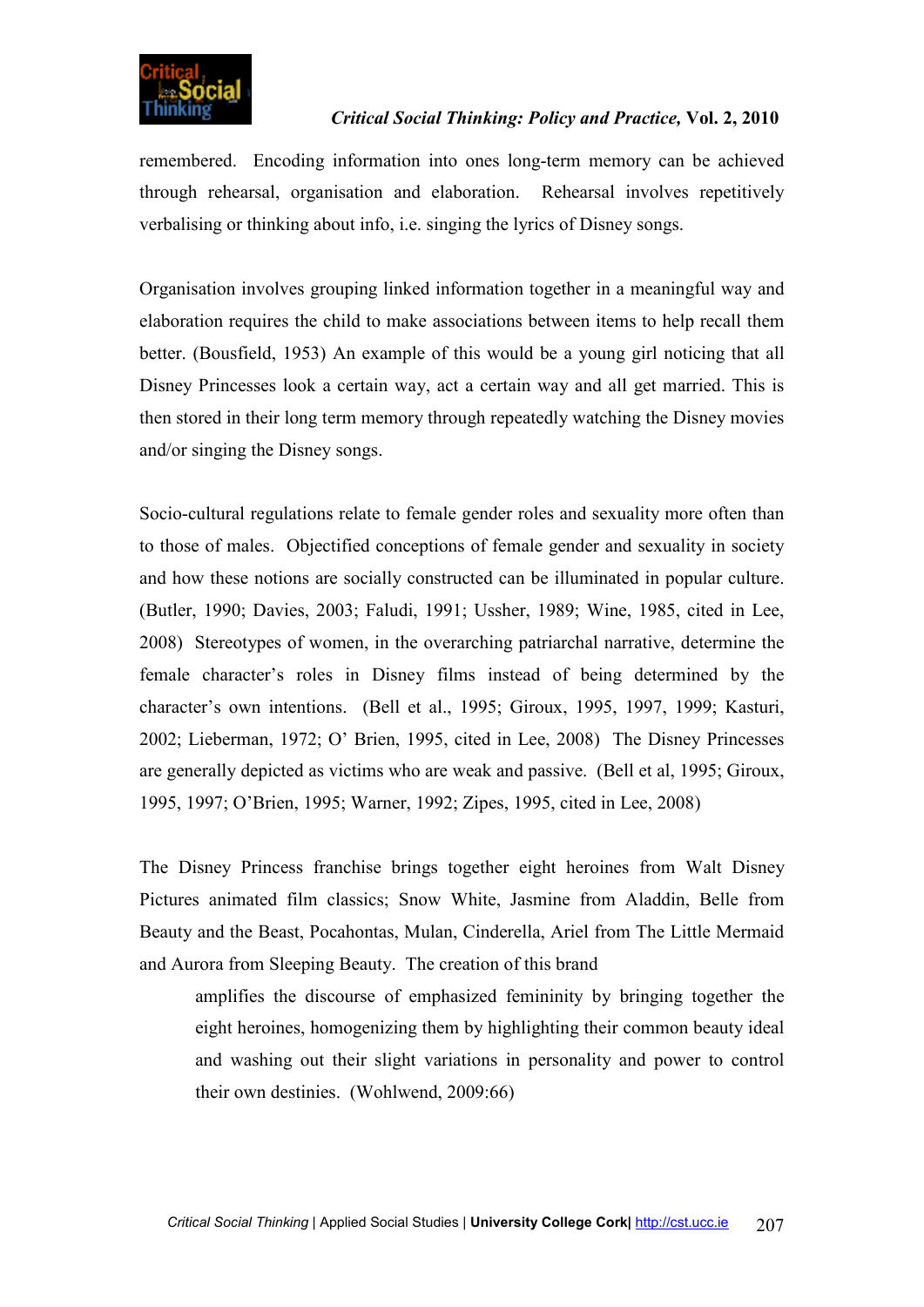remembered. Encoding information into ones long-term memory can be achieved through rehearsal, organisation and elaboration. Rehearsal involves repetitively verbalising or thinking about info, i.e. singing the lyrics of Disney songs.

Organisation involves grouping linked information together in a meaningful way and elaboration requires the child to make associations between items to help recall them better. (Bousfield, 1953) An example of this would be a young girl noticing that all Disney Princesses look a certain way, act a certain way and all get married. This is then stored in their long term memory through repeatedly watching the Disney movies and/or singing the Disney songs.

Socio-cultural regulations relate to female gender roles and sexuality more often than to those of males. Objectified conceptions of female gender and sexuality in society and how these notions are socially constructed can be illuminated in popular culture. (Butler, 1990; Davies, 2003; Faludi, 1991; Ussher, 1989; Wine, 1985, cited in Lee, 2008) Stereotypes of women, in the overarching patriarchal narrative, determine the female character's roles in Disney films instead of being determined by the character's own intentions. (Bell et al., 1995; Giroux, 1995, 1997, 1999; Kasturi, 2002; Lieberman, 1972; O' Brien, 1995, cited in Lee, 2008) The Disney Princesses are generally depicted as victims who are weak and passive. (Bell et al, 1995; Giroux, 1995, 1997; O'Brien, 1995; Warner, 1992; Zipes, 1995, cited in Lee, 2008)

The Disney Princess franchise brings together eight heroines from Walt Disney Pictures animated film classics; Snow White, Jasmine from Aladdin, Belle from Beauty and the Beast, Pocahontas, Mulan, Cinderella, Ariel from The Little Mermaid and Aurora from Sleeping Beauty. The creation of this brand

> amplifies the discourse of emphasized femininity by bringing together the eight heroines, homogenizing them by highlighting their common beauty ideal and washing out their slight variations in personality and power to control their own destinies. (Wohlwend, 2009:66)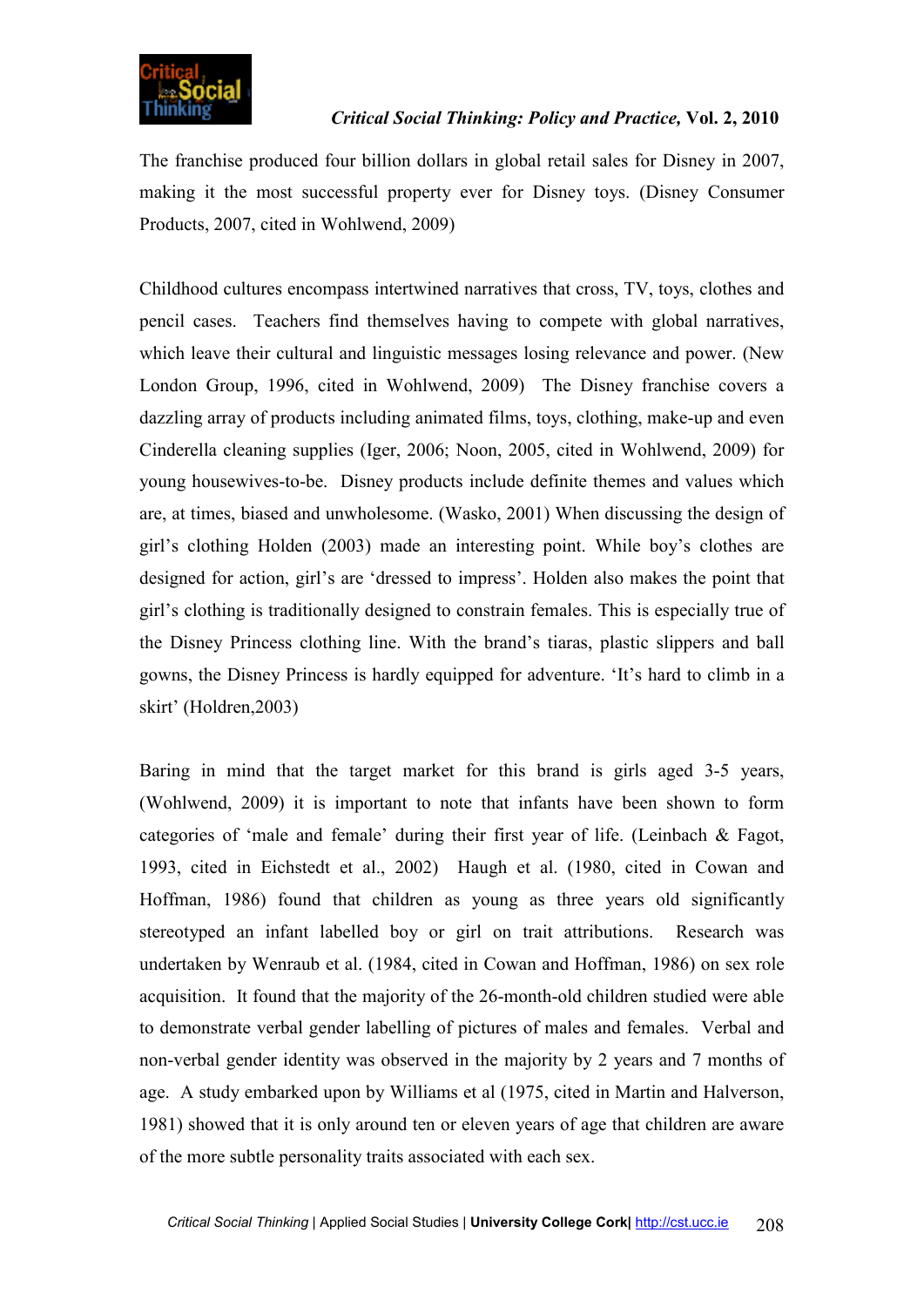The franchise produced four billion dollars in global retail sales for Disney in 2007, making it the most successful property ever for Disney toys. (Disney Consumer Products, 2007, cited in Wohlwend, 2009)

Childhood cultures encompass intertwined narratives that cross, TV, toys, clothes and pencil cases. Teachers find themselves having to compete with global narratives, which leave their cultural and linguistic messages losing relevance and power. (New London Group, 1996, cited in Wohlwend, 2009) The Disney franchise covers a dazzling array of products including animated films, toys, clothing, make-up and even Cinderella cleaning supplies (Iger, 2006; Noon, 2005, cited in Wohlwend, 2009) for young housewives-to-be. Disney products include definite themes and values which are, at times, biased and unwholesome. (Wasko, 2001) When discussing the design of girl's clothing Holden (2003) made an interesting point. While boy's clothes are designed for action, girl's are 'dressed to impress'. Holden also makes the point that girl's clothing is traditionally designed to constrain females. This is especially true of the Disney Princess clothing line. With the brand's tiaras, plastic slippers and ball gowns, the Disney Princess is hardly equipped for adventure. 'It's hard to climb in a skirt' (Holdren,2003)

Baring in mind that the target market for this brand is girls aged 3-5 years, (Wohlwend, 2009) it is important to note that infants have been shown to form categories of 'male and female' during their first year of life. (Leinbach & Fagot, 1993, cited in Eichstedt et al., 2002) Haugh et al. (1980, cited in Cowan and Hoffman, 1986) found that children as young as three years old significantly stereotyped an infant labelled boy or girl on trait attributions. Research was undertaken by Wenraub et al. (1984, cited in Cowan and Hoffman, 1986) on sex role acquisition. It found that the majority of the 26-month-old children studied were able to demonstrate verbal gender labelling of pictures of males and females. Verbal and non-verbal gender identity was observed in the majority by 2 years and 7 months of age. A study embarked upon by Williams et al (1975, cited in Martin and Halverson, 1981) showed that it is only around ten or eleven years of age that children are aware of the more subtle personality traits associated with each sex.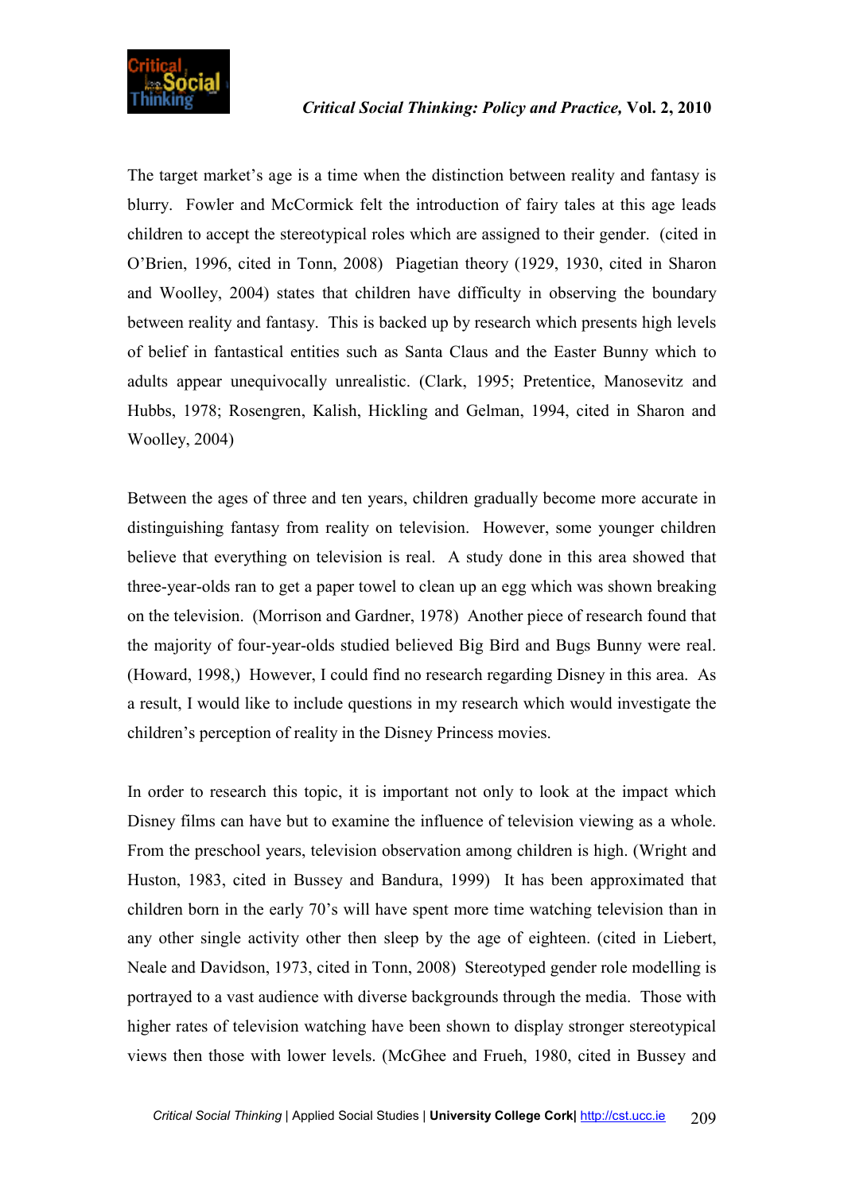The target market's age is a time when the distinction between reality and fantasy is blurry. Fowler and McCormick felt the introduction of fairy tales at this age leads children to accept the stereotypical roles which are assigned to their gender. (cited in O'Brien, 1996, cited in Tonn, 2008) Piagetian theory (1929, 1930, cited in Sharon and Woolley, 2004) states that children have difficulty in observing the boundary between reality and fantasy. This is backed up by research which presents high levels of belief in fantastical entities such as Santa Claus and the Easter Bunny which to adults appear unequivocally unrealistic. (Clark, 1995; Pretentice, Manosevitz and Hubbs, 1978; Rosengren, Kalish, Hickling and Gelman, 1994, cited in Sharon and Woolley, 2004)

Between the ages of three and ten years, children gradually become more accurate in distinguishing fantasy from reality on television. However, some younger children believe that everything on television is real. A study done in this area showed that three-year-olds ran to get a paper towel to clean up an egg which was shown breaking on the television. (Morrison and Gardner, 1978) Another piece of research found that the majority of four-year-olds studied believed Big Bird and Bugs Bunny were real. (Howard, 1998,) However, I could find no research regarding Disney in this area. As a result, I would like to include questions in my research which would investigate the children's perception of reality in the Disney Princess movies.

In order to research this topic, it is important not only to look at the impact which Disney films can have but to examine the influence of television viewing as a whole. From the preschool years, television observation among children is high. (Wright and Huston, 1983, cited in Bussey and Bandura, 1999) It has been approximated that children born in the early 70's will have spent more time watching television than in any other single activity other then sleep by the age of eighteen. (cited in Liebert, Neale and Davidson, 1973, cited in Tonn, 2008) Stereotyped gender role modelling is portrayed to a vast audience with diverse backgrounds through the media. Those with higher rates of television watching have been shown to display stronger stereotypical views then those with lower levels. (McGhee and Frueh, 1980, cited in Bussey and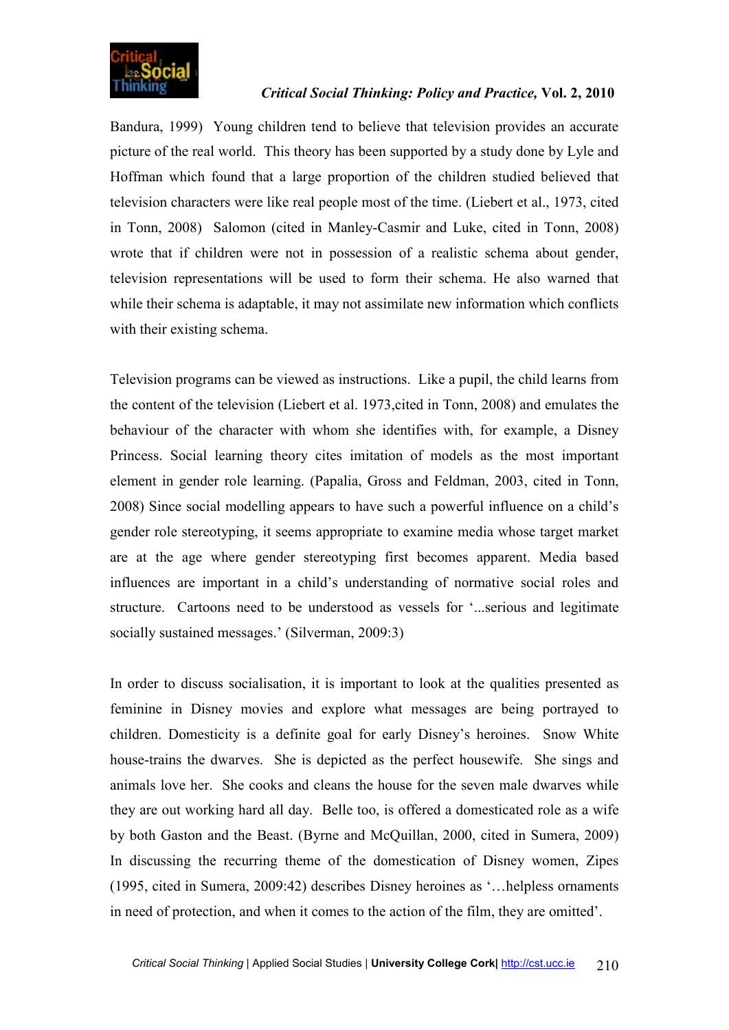Bandura, 1999) Young children tend to believe that television provides an accurate picture of the real world. This theory has been supported by a study done by Lyle and Hoffman which found that a large proportion of the children studied believed that television characters were like real people most of the time. (Liebert et al., 1973, cited in Tonn, 2008) Salomon (cited in Manley-Casmir and Luke, cited in Tonn, 2008) wrote that if children were not in possession of a realistic schema about gender, television representations will be used to form their schema. He also warned that while their schema is adaptable, it may not assimilate new information which conflicts with their existing schema.

Television programs can be viewed as instructions. Like a pupil, the child learns from the content of the television (Liebert et al. 1973,cited in Tonn, 2008) and emulates the behaviour of the character with whom she identifies with, for example, a Disney Princess. Social learning theory cites imitation of models as the most important element in gender role learning. (Papalia, Gross and Feldman, 2003, cited in Tonn, 2008) Since social modelling appears to have such a powerful influence on a child's gender role stereotyping, it seems appropriate to examine media whose target market are at the age where gender stereotyping first becomes apparent. Media based influences are important in a child's understanding of normative social roles and structure. Cartoons need to be understood as vessels for '...serious and legitimate socially sustained messages.' (Silverman, 2009:3)

In order to discuss socialisation, it is important to look at the qualities presented as feminine in Disney movies and explore what messages are being portrayed to children. Domesticity is a definite goal for early Disney's heroines. Snow White house-trains the dwarves. She is depicted as the perfect housewife. She sings and animals love her. She cooks and cleans the house for the seven male dwarves while they are out working hard all day. Belle too, is offered a domesticated role as a wife by both Gaston and the Beast. (Byrne and McQuillan, 2000, cited in Sumera, 2009) In discussing the recurring theme of the domestication of Disney women, Zipes (1995, cited in Sumera, 2009:42) describes Disney heroines as '…helpless ornaments in need of protection, and when it comes to the action of the film, they are omitted'.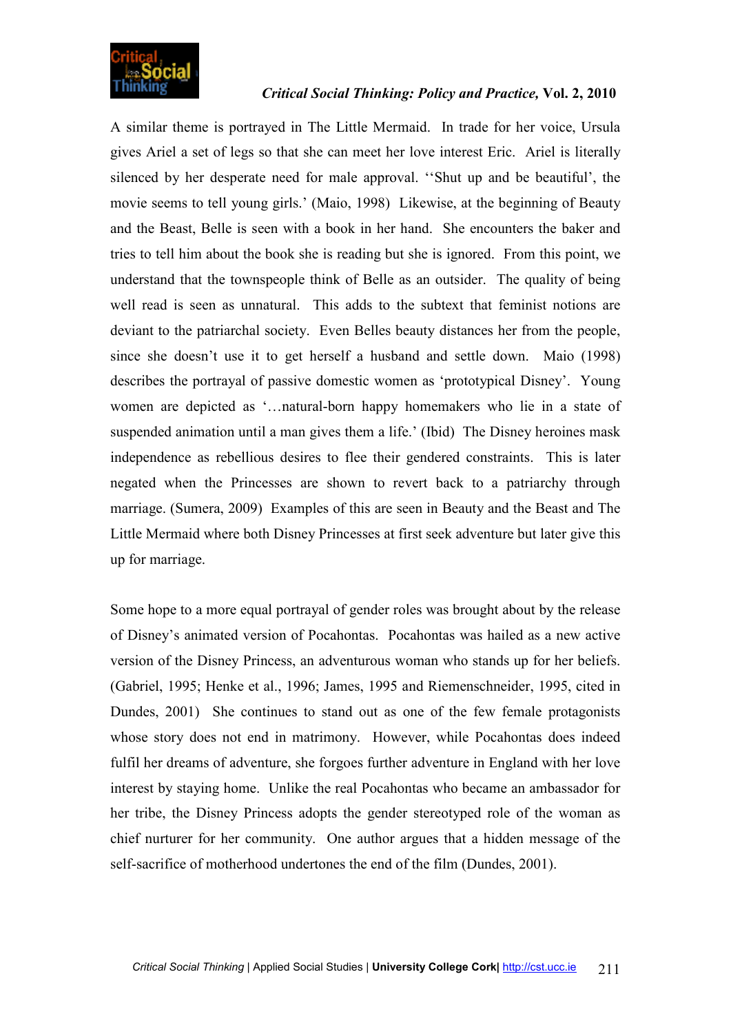A similar theme is portrayed in The Little Mermaid. In trade for her voice, Ursula gives Ariel a set of legs so that she can meet her love interest Eric. Ariel is literally silenced by her desperate need for male approval. ''Shut up and be beautiful', the movie seems to tell young girls.' (Maio, 1998) Likewise, at the beginning of Beauty and the Beast, Belle is seen with a book in her hand. She encounters the baker and tries to tell him about the book she is reading but she is ignored. From this point, we understand that the townspeople think of Belle as an outsider. The quality of being well read is seen as unnatural. This adds to the subtext that feminist notions are deviant to the patriarchal society. Even Belles beauty distances her from the people, since she doesn't use it to get herself a husband and settle down. Maio (1998) describes the portrayal of passive domestic women as 'prototypical Disney'. Young women are depicted as '…natural-born happy homemakers who lie in a state of suspended animation until a man gives them a life.' (Ibid) The Disney heroines mask independence as rebellious desires to flee their gendered constraints. This is later negated when the Princesses are shown to revert back to a patriarchy through marriage. (Sumera, 2009) Examples of this are seen in Beauty and the Beast and The Little Mermaid where both Disney Princesses at first seek adventure but later give this up for marriage.

Some hope to a more equal portrayal of gender roles was brought about by the release of Disney's animated version of Pocahontas. Pocahontas was hailed as a new active version of the Disney Princess, an adventurous woman who stands up for her beliefs. (Gabriel, 1995; Henke et al., 1996; James, 1995 and Riemenschneider, 1995, cited in Dundes, 2001) She continues to stand out as one of the few female protagonists whose story does not end in matrimony. However, while Pocahontas does indeed fulfil her dreams of adventure, she forgoes further adventure in England with her love interest by staying home. Unlike the real Pocahontas who became an ambassador for her tribe, the Disney Princess adopts the gender stereotyped role of the woman as chief nurturer for her community. One author argues that a hidden message of the self-sacrifice of motherhood undertones the end of the film (Dundes, 2001).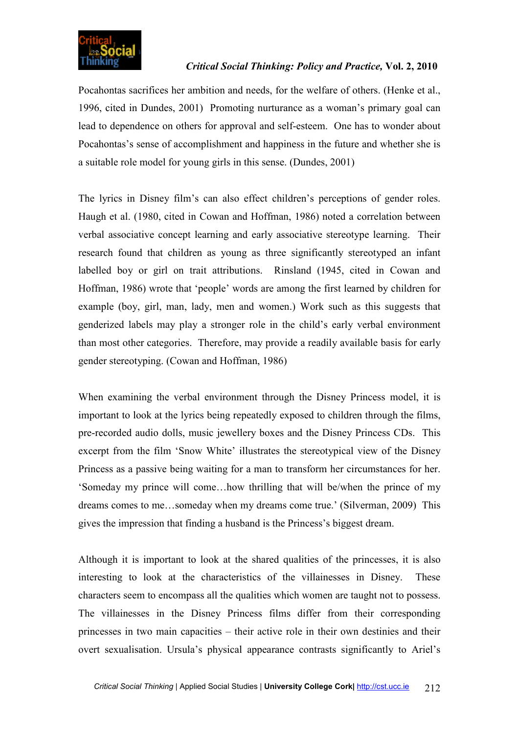Pocahontas sacrifices her ambition and needs, for the welfare of others. (Henke et al., 1996, cited in Dundes, 2001) Promoting nurturance as a woman's primary goal can lead to dependence on others for approval and self-esteem. One has to wonder about Pocahontas's sense of accomplishment and happiness in the future and whether she is a suitable role model for young girls in this sense. (Dundes, 2001)

The lyrics in Disney film's can also effect children's perceptions of gender roles. Haugh et al. (1980, cited in Cowan and Hoffman, 1986) noted a correlation between verbal associative concept learning and early associative stereotype learning. Their research found that children as young as three significantly stereotyped an infant labelled boy or girl on trait attributions. Rinsland (1945, cited in Cowan and Hoffman, 1986) wrote that 'people' words are among the first learned by children for example (boy, girl, man, lady, men and women.) Work such as this suggests that genderized labels may play a stronger role in the child's early verbal environment than most other categories. Therefore, may provide a readily available basis for early gender stereotyping. (Cowan and Hoffman, 1986)

When examining the verbal environment through the Disney Princess model, it is important to look at the lyrics being repeatedly exposed to children through the films, pre-recorded audio dolls, music jewellery boxes and the Disney Princess CDs. This excerpt from the film 'Snow White' illustrates the stereotypical view of the Disney Princess as a passive being waiting for a man to transform her circumstances for her. 'Someday my prince will come…how thrilling that will be/when the prince of my dreams comes to me…someday when my dreams come true.' (Silverman, 2009) This gives the impression that finding a husband is the Princess's biggest dream.

Although it is important to look at the shared qualities of the princesses, it is also interesting to look at the characteristics of the villainesses in Disney. These characters seem to encompass all the qualities which women are taught not to possess. The villainesses in the Disney Princess films differ from their corresponding princesses in two main capacities – their active role in their own destinies and their overt sexualisation. Ursula's physical appearance contrasts significantly to Ariel's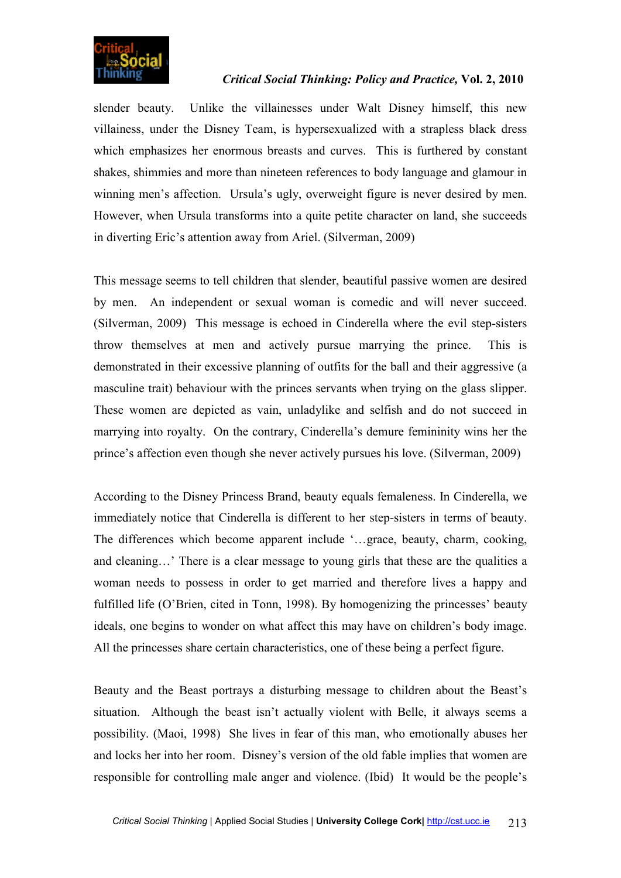slender beauty. Unlike the villainesses under Walt Disney himself, this new villainess, under the Disney Team, is hypersexualized with a strapless black dress which emphasizes her enormous breasts and curves. This is furthered by constant shakes, shimmies and more than nineteen references to body language and glamour in winning men's affection. Ursula's ugly, overweight figure is never desired by men. However, when Ursula transforms into a quite petite character on land, she succeeds in diverting Eric's attention away from Ariel. (Silverman, 2009)

This message seems to tell children that slender, beautiful passive women are desired by men. An independent or sexual woman is comedic and will never succeed. (Silverman, 2009) This message is echoed in Cinderella where the evil step-sisters throw themselves at men and actively pursue marrying the prince. This is demonstrated in their excessive planning of outfits for the ball and their aggressive (a masculine trait) behaviour with the princes servants when trying on the glass slipper. These women are depicted as vain, unladylike and selfish and do not succeed in marrying into royalty. On the contrary, Cinderella's demure femininity wins her the prince's affection even though she never actively pursues his love. (Silverman, 2009)

According to the Disney Princess Brand, beauty equals femaleness. In Cinderella, we immediately notice that Cinderella is different to her step-sisters in terms of beauty. The differences which become apparent include '…grace, beauty, charm, cooking, and cleaning…' There is a clear message to young girls that these are the qualities a woman needs to possess in order to get married and therefore lives a happy and fulfilled life (O'Brien, cited in Tonn, 1998). By homogenizing the princesses' beauty ideals, one begins to wonder on what affect this may have on children's body image. All the princesses share certain characteristics, one of these being a perfect figure.

Beauty and the Beast portrays a disturbing message to children about the Beast's situation. Although the beast isn't actually violent with Belle, it always seems a possibility. (Maoi, 1998) She lives in fear of this man, who emotionally abuses her and locks her into her room. Disney's version of the old fable implies that women are responsible for controlling male anger and violence. (Ibid) It would be the people's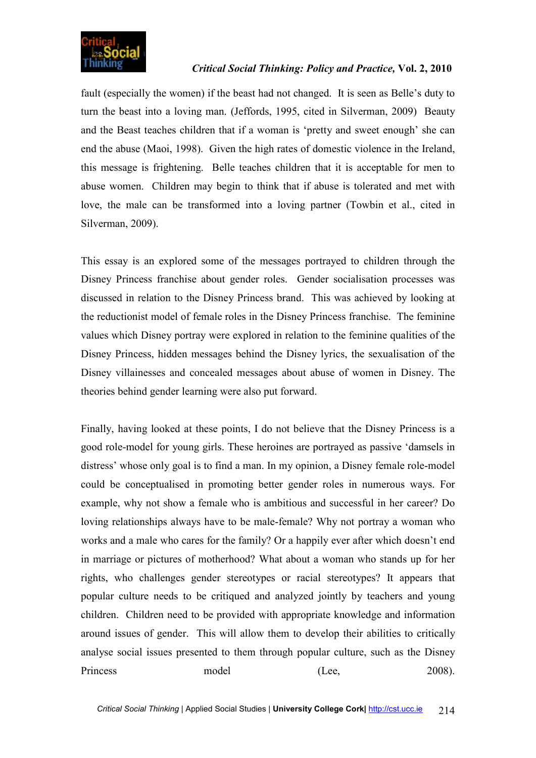fault (especially the women) if the beast had not changed. It is seen as Belle's duty to turn the beast into a loving man. (Jeffords, 1995, cited in Silverman, 2009) Beauty and the Beast teaches children that if a woman is 'pretty and sweet enough' she can end the abuse (Maoi, 1998). Given the high rates of domestic violence in the Ireland, this message is frightening. Belle teaches children that it is acceptable for men to abuse women. Children may begin to think that if abuse is tolerated and met with love, the male can be transformed into a loving partner (Towbin et al., cited in Silverman, 2009).

This essay is an explored some of the messages portrayed to children through the Disney Princess franchise about gender roles. Gender socialisation processes was discussed in relation to the Disney Princess brand. This was achieved by looking at the reductionist model of female roles in the Disney Princess franchise. The feminine values which Disney portray were explored in relation to the feminine qualities of the Disney Princess, hidden messages behind the Disney lyrics, the sexualisation of the Disney villainesses and concealed messages about abuse of women in Disney. The theories behind gender learning were also put forward.

Finally, having looked at these points, I do not believe that the Disney Princess is a good role-model for young girls. These heroines are portrayed as passive 'damsels in distress' whose only goal is to find a man. In my opinion, a Disney female role-model could be conceptualised in promoting better gender roles in numerous ways. For example, why not show a female who is ambitious and successful in her career? Do loving relationships always have to be male-female? Why not portray a woman who works and a male who cares for the family? Or a happily ever after which doesn't end in marriage or pictures of motherhood? What about a woman who stands up for her rights, who challenges gender stereotypes or racial stereotypes? It appears that popular culture needs to be critiqued and analyzed jointly by teachers and young children. Children need to be provided with appropriate knowledge and information around issues of gender. This will allow them to develop their abilities to critically analyse social issues presented to them through popular culture, such as the Disney Princess model (Lee, 2008).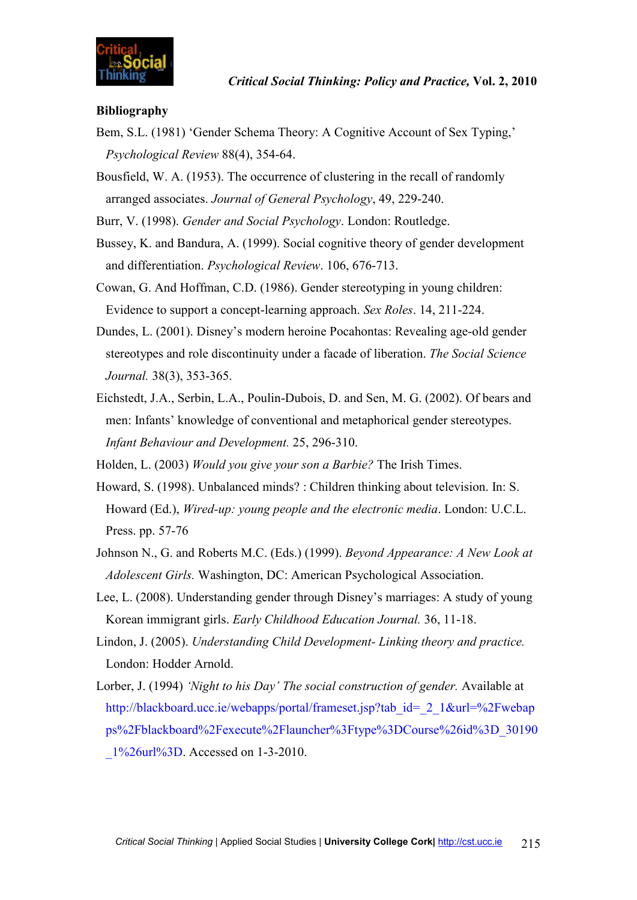**Bibliography**

Bem, S.L. (1981) 'Gender Schema Theory: A Cognitive Account of Sex Typing,' *Psychological Review* 88(4), 354-64.

Bousfield, W. A. (1953). The occurrence of clustering in the recall of randomly arranged associates. *Journal of General Psychology*, 49, 229-240.

Burr, V. (1998). *Gender and Social Psychology*. London: Routledge.

Bussey, K. and Bandura, A. (1999). Social cognitive theory of gender development and differentiation. *Psychological Review*. 106, 676-713.

Cowan, G. And Hoffman, C.D. (1986). Gender stereotyping in young children: Evidence to support a concept-learning approach. *Sex Roles*. 14, 211-224.

Dundes, L. (2001). Disney's modern heroine Pocahontas: Revealing age-old gender stereotypes and role discontinuity under a facade of liberation. *The Social Science Journal.* 38(3), 353-365.

Eichstedt, J.A., Serbin, L.A., Poulin-Dubois, D. and Sen, M. G. (2002). Of bears and men: Infants' knowledge of conventional and metaphorical gender stereotypes. *Infant Behaviour and Development.* 25, 296-310.

Holden, L. (2003) *Would you give your son a Barbie?* The Irish Times.

Howard, S. (1998). Unbalanced minds? : Children thinking about television. In: S. Howard (Ed.), *Wired-up: young people and the electronic media*. London: U.C.L. Press. pp. 57-76

Johnson N., G. and Roberts M.C. (Eds.) (1999). *Beyond Appearance: A New Look at Adolescent Girls.* Washington, DC: American Psychological Association.

Lee, L. (2008). Understanding gender through Disney's marriages: A study of young Korean immigrant girls. *Early Childhood Education Journal.* 36, 11-18.

Lindon, J. (2005). *Understanding Child Development- Linking theory and practice.* London: Hodder Arnold.

Lorber, J. (1994) *'Night to his Day' The social construction of gender.* Available at http://blackboard.ucc.ie/webapps/portal/frameset.jsp?tab_id=_2_1&url=%2Fwebapps%2Fblackboard%2Fexecute%2Flauncher%3Ftype%3DCourse%26id%3D_30190_1%26url%3D. Accessed on 1-3-2010.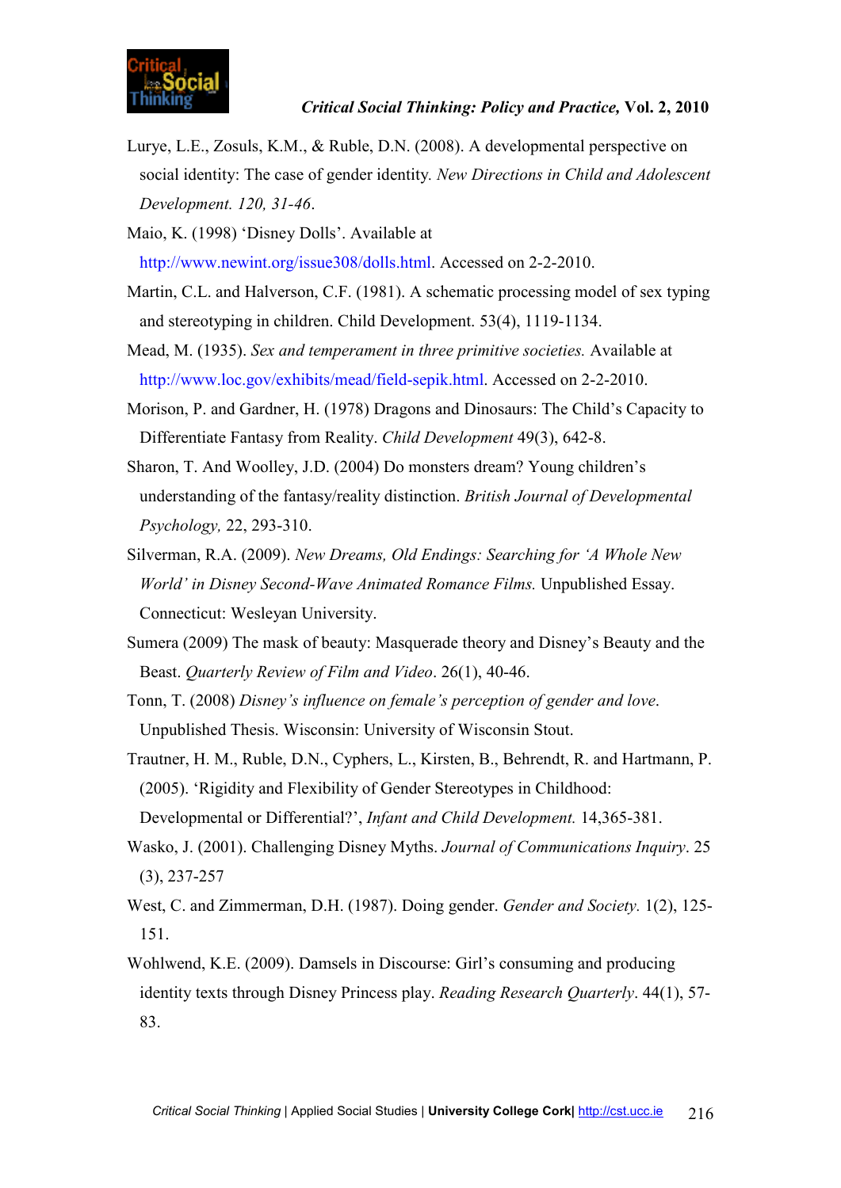Lurye, L.E., Zosuls, K.M., & Ruble, D.N. (2008). A developmental perspective on social identity: The case of gender identity. *New Directions in Child and Adolescent Development. 120, 31-46*.

Maio, K. (1998) 'Disney Dolls'. Available at http://www.newint.org/issue308/dolls.html. Accessed on 2-2-2010.

Martin, C.L. and Halverson, C.F. (1981). A schematic processing model of sex typing and stereotyping in children. Child Development. 53(4), 1119-1134.

Mead, M. (1935). *Sex and temperament in three primitive societies.* Available at http://www.loc.gov/exhibits/mead/field-sepik.html. Accessed on 2-2-2010.

Morison, P. and Gardner, H. (1978) Dragons and Dinosaurs: The Child's Capacity to Differentiate Fantasy from Reality. *Child Development* 49(3), 642-8.

Sharon, T. And Woolley, J.D. (2004) Do monsters dream? Young children's understanding of the fantasy/reality distinction. *British Journal of Developmental Psychology,* 22, 293-310.

Silverman, R.A. (2009). *New Dreams, Old Endings: Searching for 'A Whole New World' in Disney Second-Wave Animated Romance Films.* Unpublished Essay. Connecticut: Wesleyan University.

Sumera (2009) The mask of beauty: Masquerade theory and Disney's Beauty and the Beast. *Quarterly Review of Film and Video*. 26(1), 40-46.

Tonn, T. (2008) *Disney's influence on female's perception of gender and love*. Unpublished Thesis. Wisconsin: University of Wisconsin Stout.

Trautner, H. M., Ruble, D.N., Cyphers, L., Kirsten, B., Behrendt, R. and Hartmann, P. (2005). 'Rigidity and Flexibility of Gender Stereotypes in Childhood: Developmental or Differential?', *Infant and Child Development.* 14,365-381.

Wasko, J. (2001). Challenging Disney Myths. *Journal of Communications Inquiry*. 25 (3), 237-257

West, C. and Zimmerman, D.H. (1987). Doing gender. *Gender and Society.* 1(2), 125-151.

Wohlwend, K.E. (2009). Damsels in Discourse: Girl's consuming and producing identity texts through Disney Princess play. *Reading Research Quarterly*. 44(1), 57-83.